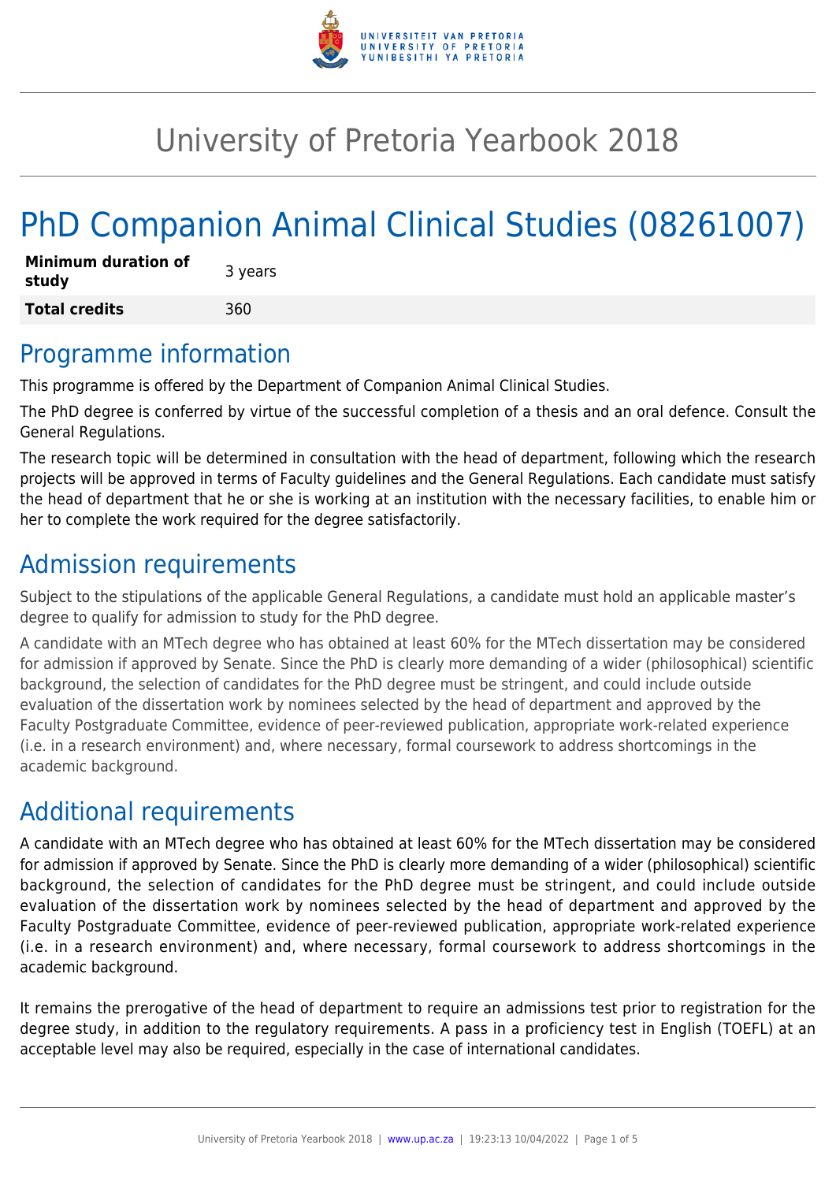# University of Pretoria Yearbook 2018

# PhD Companion Animal Clinical Studies (08261007)

| | |
|---|---|
| **Minimum duration of study** | 3 years |
| **Total credits** | 360 |

## Programme information

This programme is offered by the Department of Companion Animal Clinical Studies.

The PhD degree is conferred by virtue of the successful completion of a thesis and an oral defence. Consult the General Regulations.

The research topic will be determined in consultation with the head of department, following which the research projects will be approved in terms of Faculty guidelines and the General Regulations. Each candidate must satisfy the head of department that he or she is working at an institution with the necessary facilities, to enable him or her to complete the work required for the degree satisfactorily.

## Admission requirements

Subject to the stipulations of the applicable General Regulations, a candidate must hold an applicable master's degree to qualify for admission to study for the PhD degree.

A candidate with an MTech degree who has obtained at least 60% for the MTech dissertation may be considered for admission if approved by Senate. Since the PhD is clearly more demanding of a wider (philosophical) scientific background, the selection of candidates for the PhD degree must be stringent, and could include outside evaluation of the dissertation work by nominees selected by the head of department and approved by the Faculty Postgraduate Committee, evidence of peer-reviewed publication, appropriate work-related experience (i.e. in a research environment) and, where necessary, formal coursework to address shortcomings in the academic background.

## Additional requirements

A candidate with an MTech degree who has obtained at least 60% for the MTech dissertation may be considered for admission if approved by Senate. Since the PhD is clearly more demanding of a wider (philosophical) scientific background, the selection of candidates for the PhD degree must be stringent, and could include outside evaluation of the dissertation work by nominees selected by the head of department and approved by the Faculty Postgraduate Committee, evidence of peer-reviewed publication, appropriate work-related experience (i.e. in a research environment) and, where necessary, formal coursework to address shortcomings in the academic background.

It remains the prerogative of the head of department to require an admissions test prior to registration for the degree study, in addition to the regulatory requirements. A pass in a proficiency test in English (TOEFL) at an acceptable level may also be required, especially in the case of international candidates.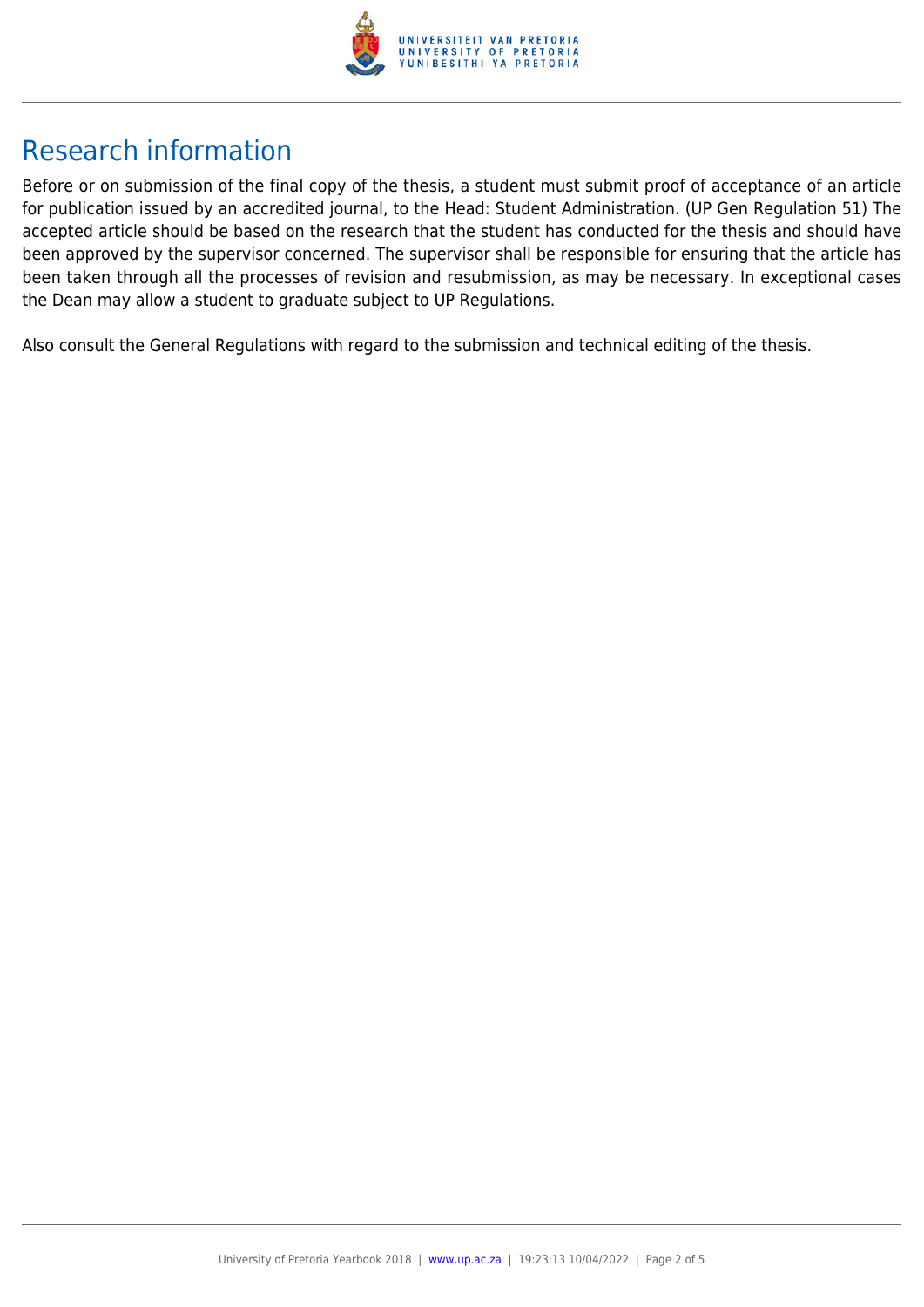## Research information

Before or on submission of the final copy of the thesis, a student must submit proof of acceptance of an article for publication issued by an accredited journal, to the Head: Student Administration. (UP Gen Regulation 51) The accepted article should be based on the research that the student has conducted for the thesis and should have been approved by the supervisor concerned. The supervisor shall be responsible for ensuring that the article has been taken through all the processes of revision and resubmission, as may be necessary. In exceptional cases the Dean may allow a student to graduate subject to UP Regulations.

Also consult the General Regulations with regard to the submission and technical editing of the thesis.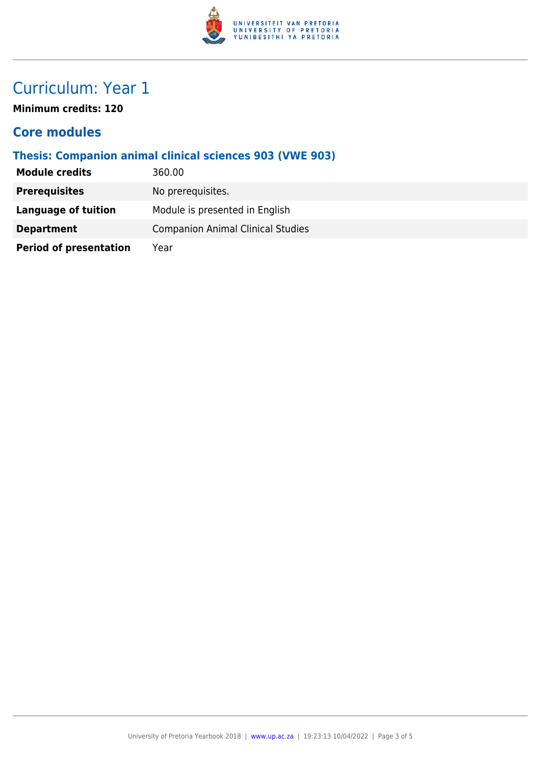# Curriculum: Year 1

**Minimum credits: 120**

## Core modules

### Thesis: Companion animal clinical sciences 903 (VWE 903)

| | |
|---|---|
| **Module credits** | 360.00 |
| **Prerequisites** | No prerequisites. |
| **Language of tuition** | Module is presented in English |
| **Department** | Companion Animal Clinical Studies |
| **Period of presentation** | Year |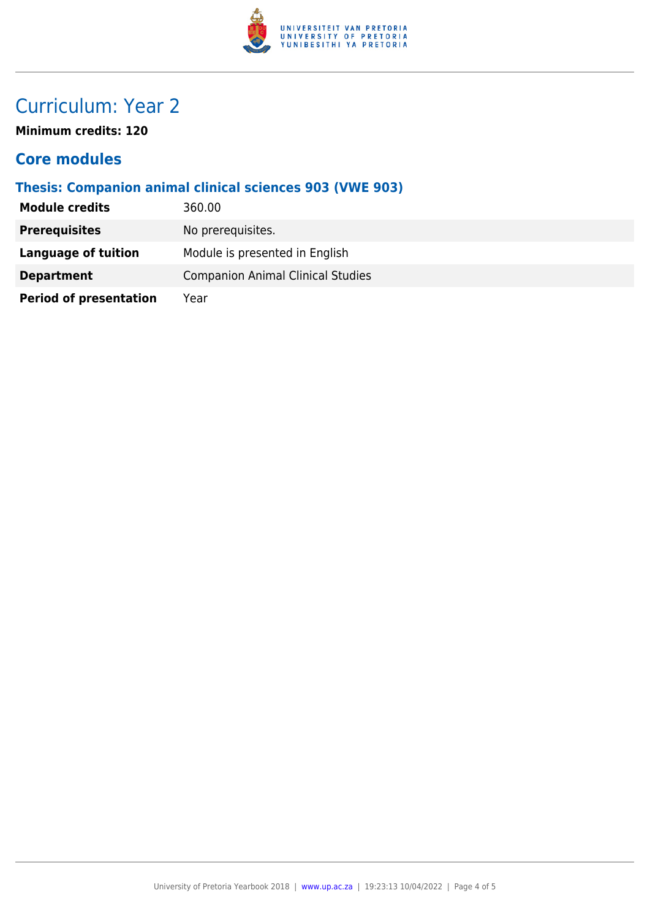# Curriculum: Year 2

**Minimum credits: 120**

## Core modules

### Thesis: Companion animal clinical sciences 903 (VWE 903)

| | |
|---|---|
| **Module credits** | 360.00 |
| **Prerequisites** | No prerequisites. |
| **Language of tuition** | Module is presented in English |
| **Department** | Companion Animal Clinical Studies |
| **Period of presentation** | Year |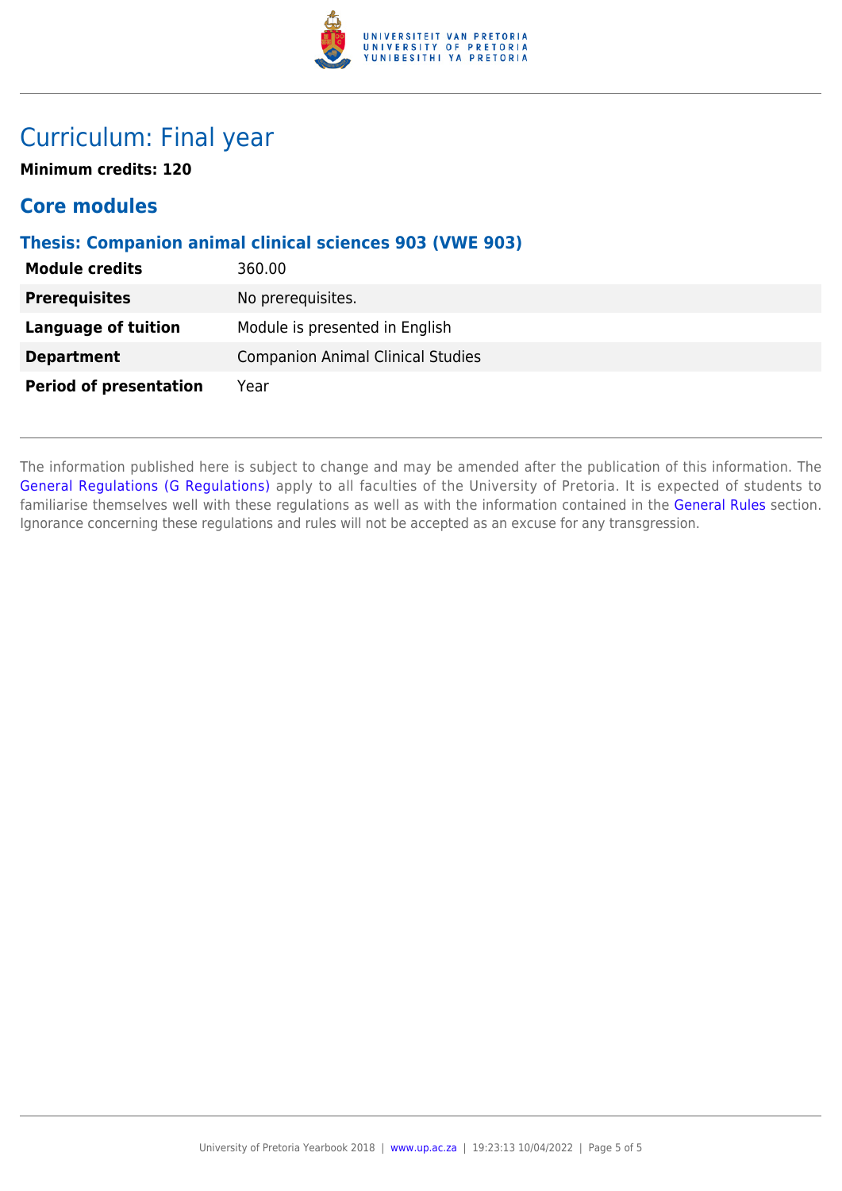# Curriculum: Final year

**Minimum credits: 120**

## Core modules

### Thesis: Companion animal clinical sciences 903 (VWE 903)

| | |
|---|---|
| **Module credits** | 360.00 |
| **Prerequisites** | No prerequisites. |
| **Language of tuition** | Module is presented in English |
| **Department** | Companion Animal Clinical Studies |
| **Period of presentation** | Year |

The information published here is subject to change and may be amended after the publication of this information. The General Regulations (G Regulations) apply to all faculties of the University of Pretoria. It is expected of students to familiarise themselves well with these regulations as well as with the information contained in the General Rules section. Ignorance concerning these regulations and rules will not be accepted as an excuse for any transgression.